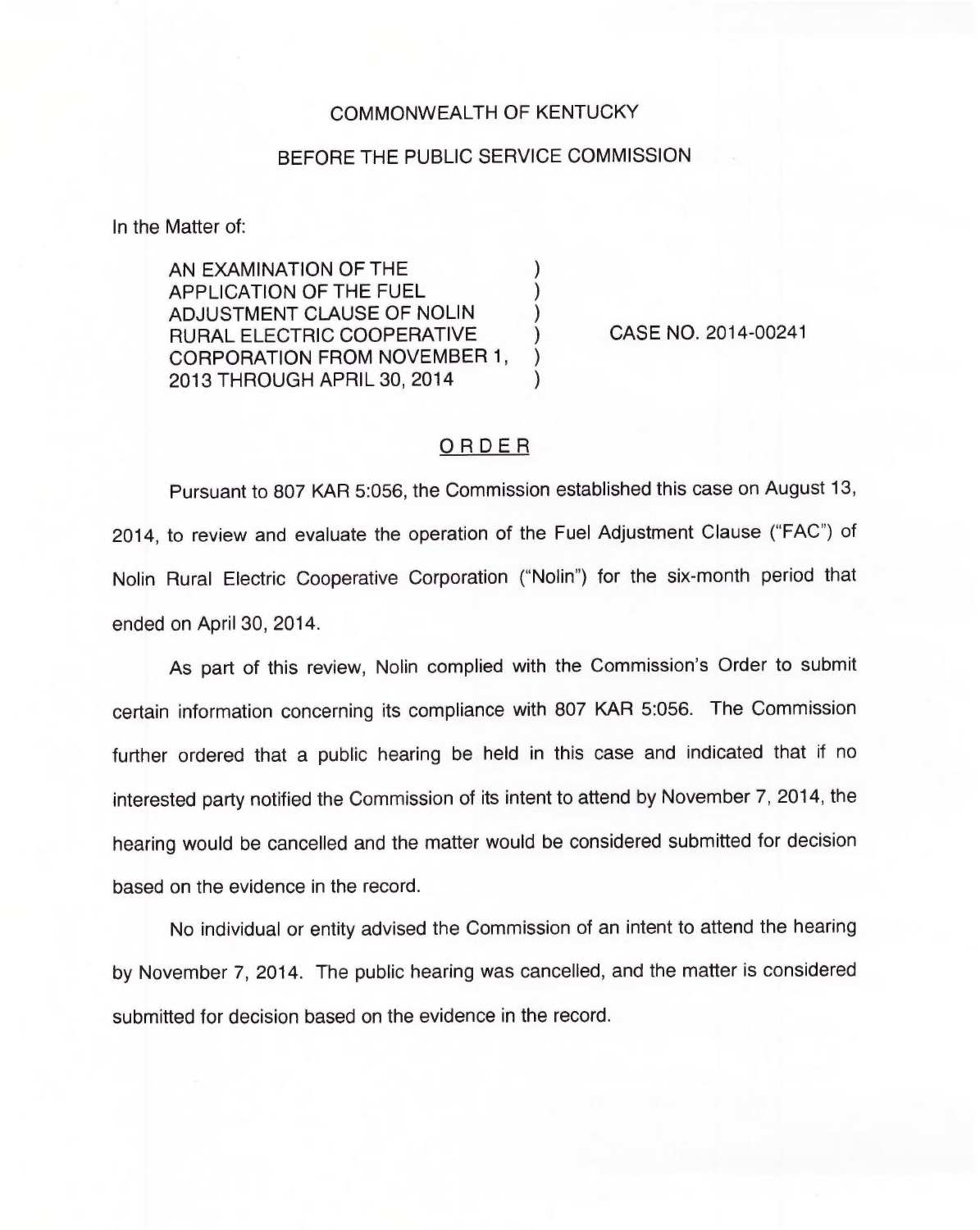COMMONWEALTH OF KENTUCKY

BEFORE THE PUBLIC SERVICE COMMISSION

In the Matter of:

| | | |
|---|---|---|
| AN EXAMINATION OF THE APPLICATION OF THE FUEL ADJUSTMENT CLAUSE OF NOLIN RURAL ELECTRIC COOPERATIVE CORPORATION FROM NOVEMBER 1, 2013 THROUGH APRIL 30, 2014 | ) | CASE NO. 2014-00241 |

## ORDER

Pursuant to 807 KAR 5:056, the Commission established this case on August 13, 2014, to review and evaluate the operation of the Fuel Adjustment Clause ("FAC") of Nolin Rural Electric Cooperative Corporation ("Nolin") for the six-month period that ended on April 30, 2014.

As part of this review, Nolin complied with the Commission's Order to submit certain information concerning its compliance with 807 KAR 5:056. The Commission further ordered that a public hearing be held in this case and indicated that if no interested party notified the Commission of its intent to attend by November 7, 2014, the hearing would be cancelled and the matter would be considered submitted for decision based on the evidence in the record.

No individual or entity advised the Commission of an intent to attend the hearing by November 7, 2014. The public hearing was cancelled, and the matter is considered submitted for decision based on the evidence in the record.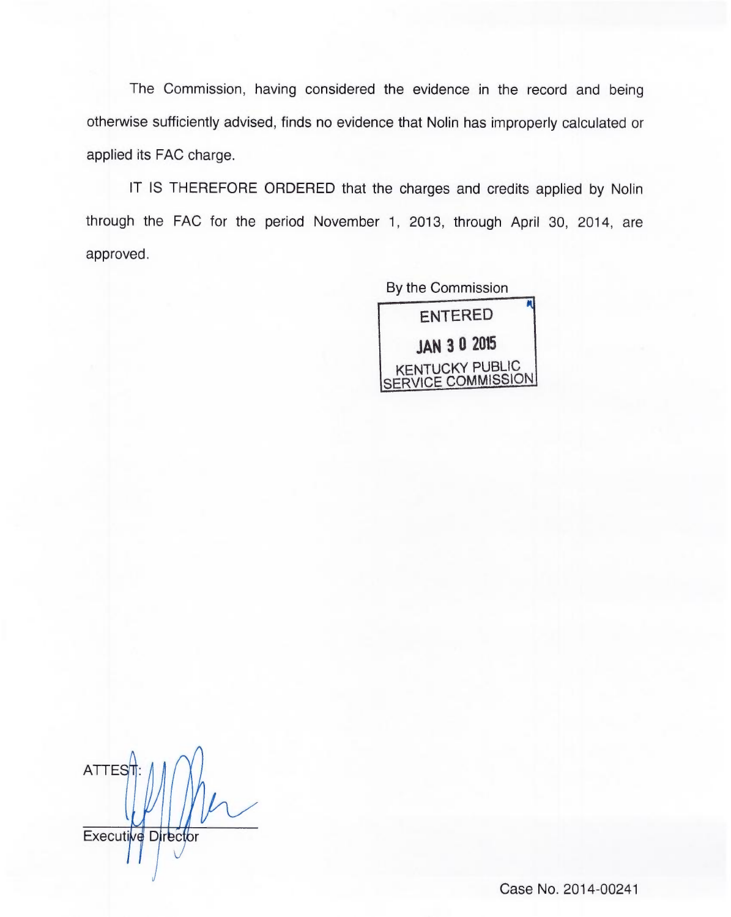The Commission, having considered the evidence in the record and being otherwise sufficiently advised, finds no evidence that Nolin has improperly calculated or applied its FAC charge.

IT IS THEREFORE ORDERED that the charges and credits applied by Nolin through the FAC for the period November 1, 2013, through April 30, 2014, are approved.

By the Commission

ENTERED

JAN 30 2015

KENTUCKY PUBLIC SERVICE COMMISSION

ATTEST:

Executive Director

Case No. 2014-00241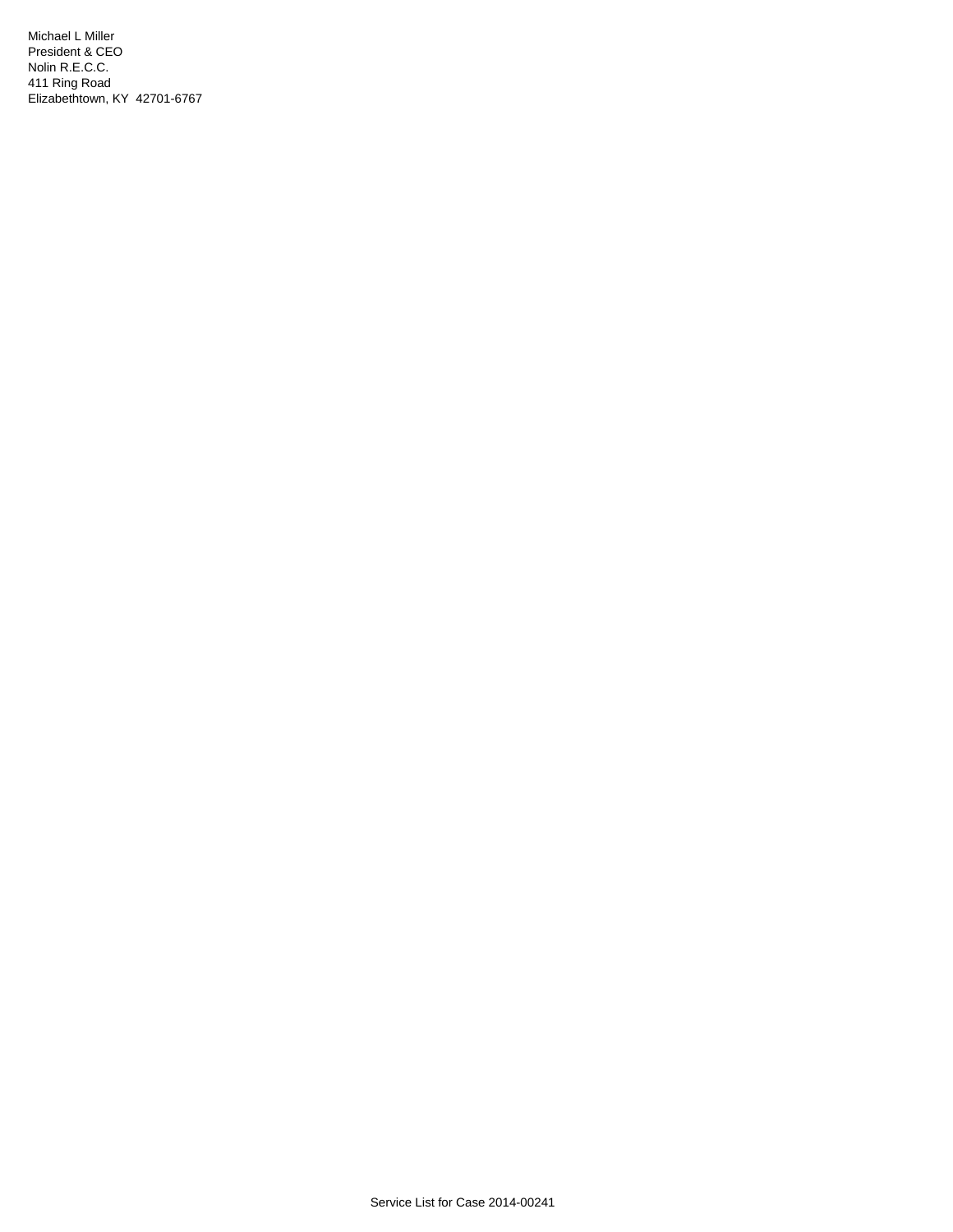Michael L Miller
President & CEO
Nolin R.E.C.C.
411 Ring Road
Elizabethtown, KY  42701-6767